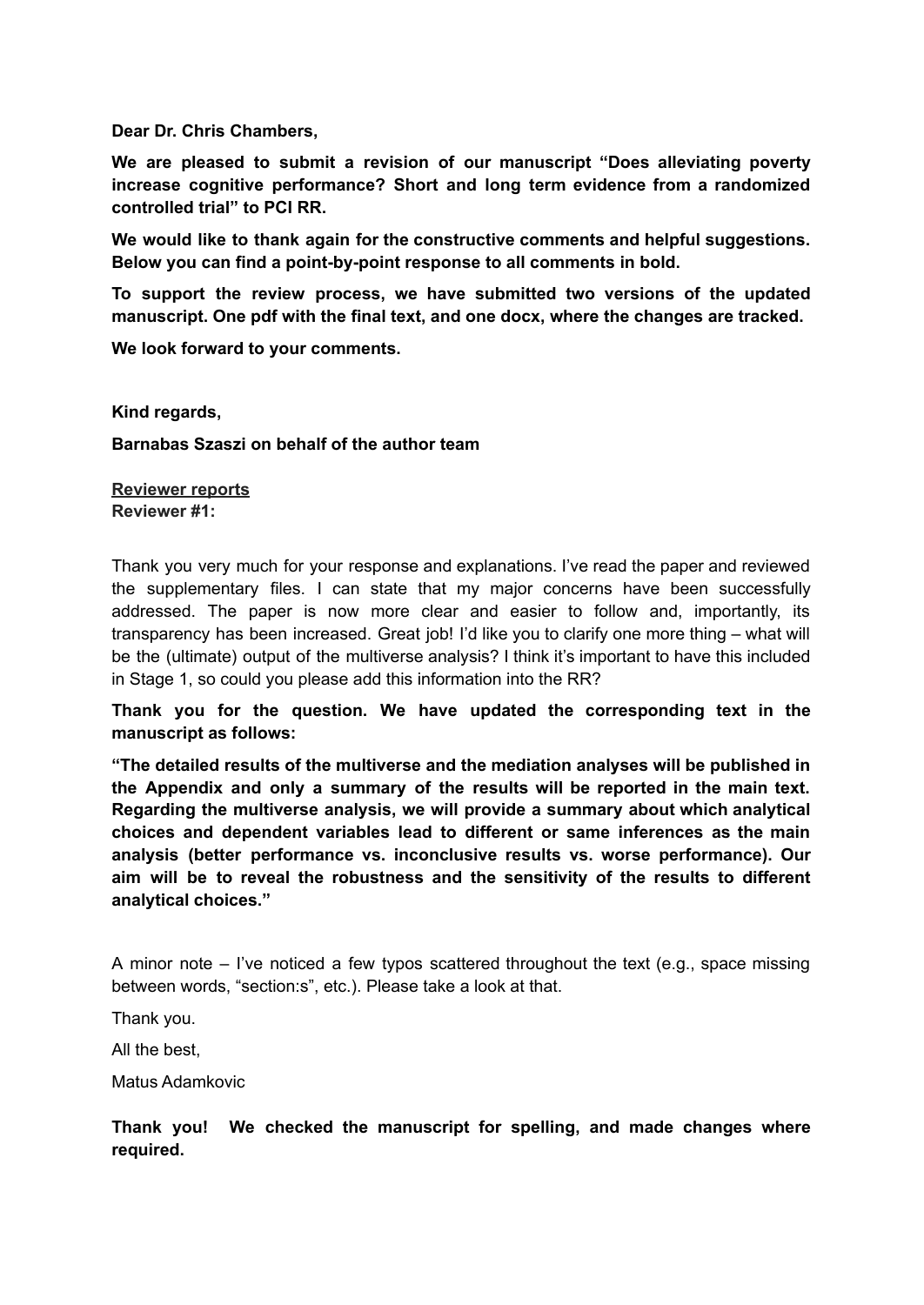**Dear Dr. Chris Chambers,**

**We are pleased to submit a revision of our manuscript "Does alleviating poverty increase cognitive performance? Short and long term evidence from a randomized controlled trial" to PCI RR.**

**We would like to thank again for the constructive comments and helpful suggestions. Below you can find a point-by-point response to all comments in bold.**

**To support the review process, we have submitted two versions of the updated manuscript. One pdf with the final text, and one docx, where the changes are tracked.**

**We look forward to your comments.**

**Kind regards,**

**Barnabas Szaszi on behalf of the author team**

**<u>Reviewer reports</u>**

**Reviewer #1:**

Thank you very much for your response and explanations. I've read the paper and reviewed the supplementary files. I can state that my major concerns have been successfully addressed. The paper is now more clear and easier to follow and, importantly, its transparency has been increased. Great job! I'd like you to clarify one more thing – what will be the (ultimate) output of the multiverse analysis? I think it's important to have this included in Stage 1, so could you please add this information into the RR?

**Thank you for the question. We have updated the corresponding text in the manuscript as follows:**

**"The detailed results of the multiverse and the mediation analyses will be published in the Appendix and only a summary of the results will be reported in the main text. Regarding the multiverse analysis, we will provide a summary about which analytical choices and dependent variables lead to different or same inferences as the main analysis (better performance vs. inconclusive results vs. worse performance). Our aim will be to reveal the robustness and the sensitivity of the results to different analytical choices."**

A minor note – I've noticed a few typos scattered throughout the text (e.g., space missing between words, "section:s", etc.). Please take a look at that.

Thank you.

All the best,

Matus Adamkovic

**Thank you! We checked the manuscript for spelling, and made changes where required.**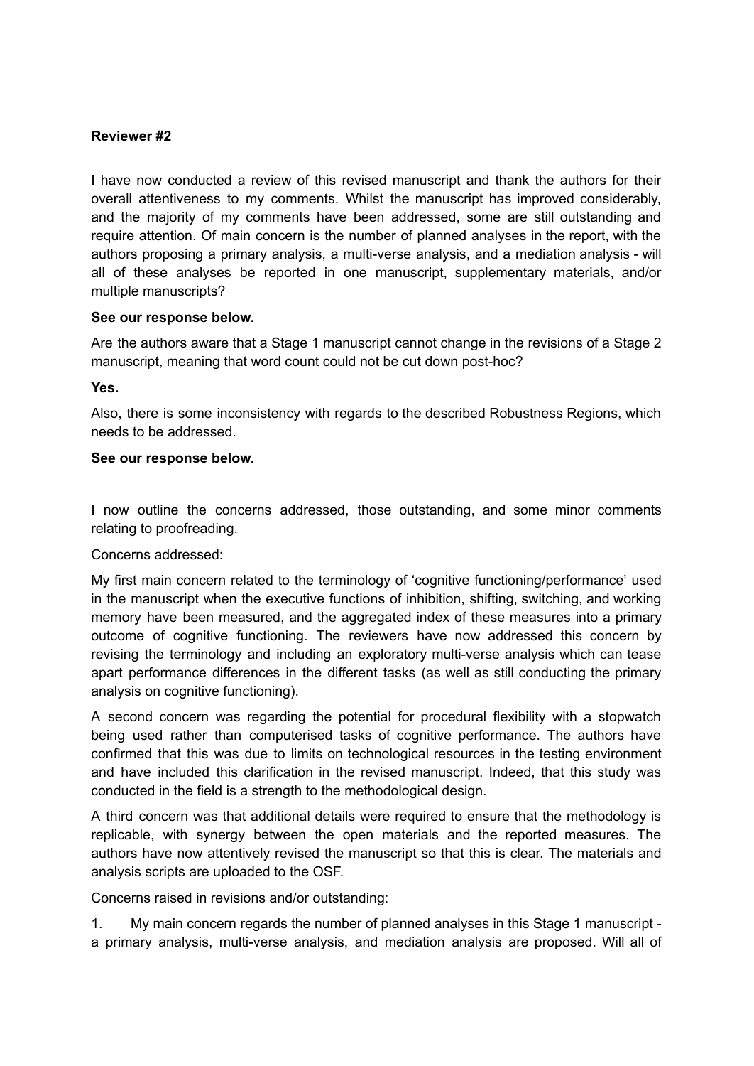**Reviewer #2**

I have now conducted a review of this revised manuscript and thank the authors for their overall attentiveness to my comments. Whilst the manuscript has improved considerably, and the majority of my comments have been addressed, some are still outstanding and require attention. Of main concern is the number of planned analyses in the report, with the authors proposing a primary analysis, a multi-verse analysis, and a mediation analysis - will all of these analyses be reported in one manuscript, supplementary materials, and/or multiple manuscripts?

**See our response below.**

Are the authors aware that a Stage 1 manuscript cannot change in the revisions of a Stage 2 manuscript, meaning that word count could not be cut down post-hoc?

**Yes.**

Also, there is some inconsistency with regards to the described Robustness Regions, which needs to be addressed.

**See our response below.**

I now outline the concerns addressed, those outstanding, and some minor comments relating to proofreading.

Concerns addressed:

My first main concern related to the terminology of 'cognitive functioning/performance' used in the manuscript when the executive functions of inhibition, shifting, switching, and working memory have been measured, and the aggregated index of these measures into a primary outcome of cognitive functioning. The reviewers have now addressed this concern by revising the terminology and including an exploratory multi-verse analysis which can tease apart performance differences in the different tasks (as well as still conducting the primary analysis on cognitive functioning).

A second concern was regarding the potential for procedural flexibility with a stopwatch being used rather than computerised tasks of cognitive performance. The authors have confirmed that this was due to limits on technological resources in the testing environment and have included this clarification in the revised manuscript. Indeed, that this study was conducted in the field is a strength to the methodological design.

A third concern was that additional details were required to ensure that the methodology is replicable, with synergy between the open materials and the reported measures. The authors have now attentively revised the manuscript so that this is clear. The materials and analysis scripts are uploaded to the OSF.

Concerns raised in revisions and/or outstanding:

1. My main concern regards the number of planned analyses in this Stage 1 manuscript - a primary analysis, multi-verse analysis, and mediation analysis are proposed. Will all of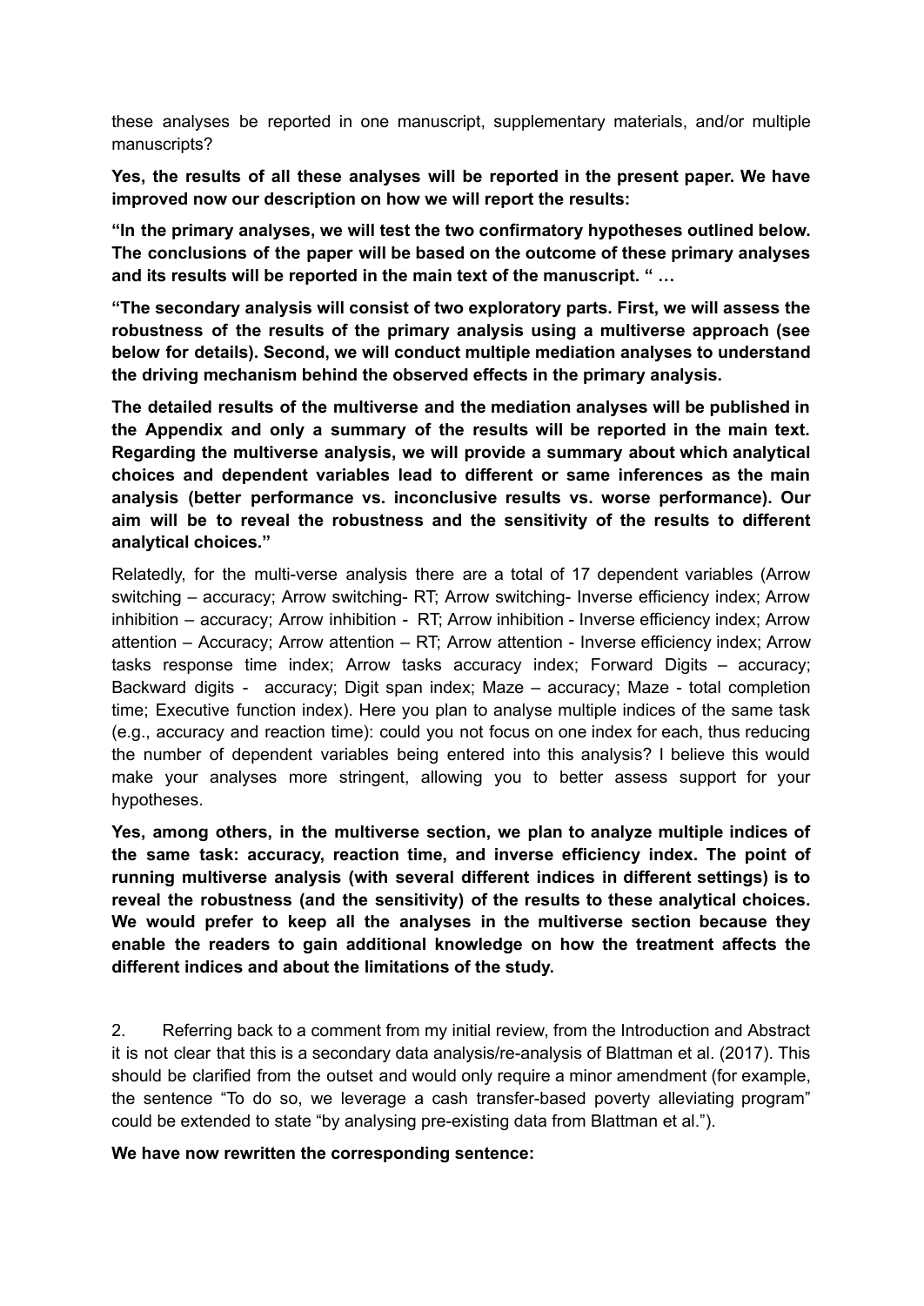these analyses be reported in one manuscript, supplementary materials, and/or multiple manuscripts?

**Yes, the results of all these analyses will be reported in the present paper. We have improved now our description on how we will report the results:**

**"In the primary analyses, we will test the two confirmatory hypotheses outlined below. The conclusions of the paper will be based on the outcome of these primary analyses and its results will be reported in the main text of the manuscript. " …**

**"The secondary analysis will consist of two exploratory parts. First, we will assess the robustness of the results of the primary analysis using a multiverse approach (see below for details). Second, we will conduct multiple mediation analyses to understand the driving mechanism behind the observed effects in the primary analysis.**

**The detailed results of the multiverse and the mediation analyses will be published in the Appendix and only a summary of the results will be reported in the main text. Regarding the multiverse analysis, we will provide a summary about which analytical choices and dependent variables lead to different or same inferences as the main analysis (better performance vs. inconclusive results vs. worse performance). Our aim will be to reveal the robustness and the sensitivity of the results to different analytical choices."**

Relatedly, for the multi-verse analysis there are a total of 17 dependent variables (Arrow switching – accuracy; Arrow switching- RT; Arrow switching- Inverse efficiency index; Arrow inhibition – accuracy; Arrow inhibition - RT; Arrow inhibition - Inverse efficiency index; Arrow attention – Accuracy; Arrow attention – RT; Arrow attention - Inverse efficiency index; Arrow tasks response time index; Arrow tasks accuracy index; Forward Digits – accuracy; Backward digits - accuracy; Digit span index; Maze – accuracy; Maze - total completion time; Executive function index). Here you plan to analyse multiple indices of the same task (e.g., accuracy and reaction time): could you not focus on one index for each, thus reducing the number of dependent variables being entered into this analysis? I believe this would make your analyses more stringent, allowing you to better assess support for your hypotheses.

**Yes, among others, in the multiverse section, we plan to analyze multiple indices of the same task: accuracy, reaction time, and inverse efficiency index. The point of running multiverse analysis (with several different indices in different settings) is to reveal the robustness (and the sensitivity) of the results to these analytical choices. We would prefer to keep all the analyses in the multiverse section because they enable the readers to gain additional knowledge on how the treatment affects the different indices and about the limitations of the study.**

2. Referring back to a comment from my initial review, from the Introduction and Abstract it is not clear that this is a secondary data analysis/re-analysis of Blattman et al. (2017). This should be clarified from the outset and would only require a minor amendment (for example, the sentence "To do so, we leverage a cash transfer-based poverty alleviating program" could be extended to state "by analysing pre-existing data from Blattman et al.").

**We have now rewritten the corresponding sentence:**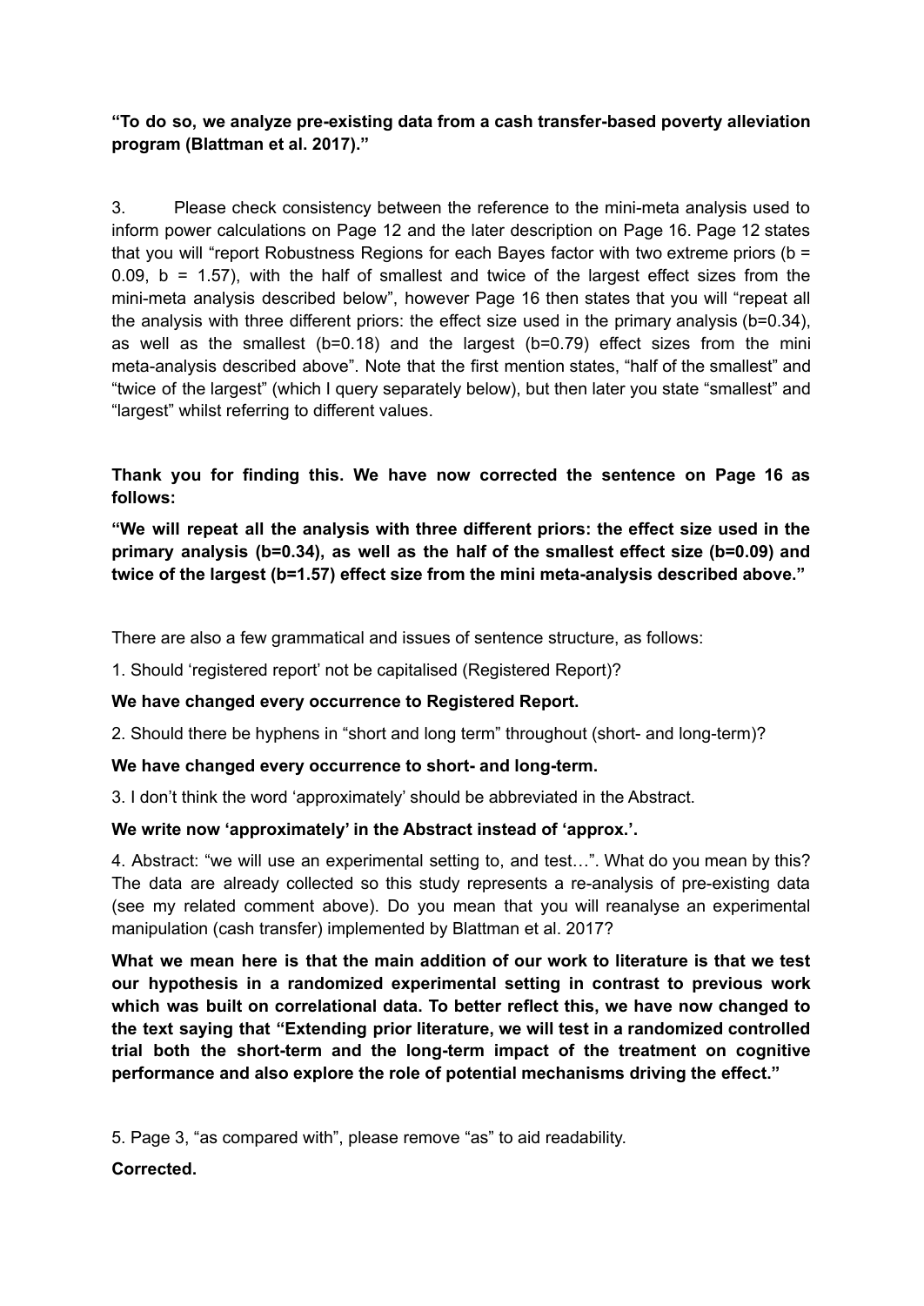**“To do so, we analyze pre-existing data from a cash transfer-based poverty alleviation program (Blattman et al. 2017).”**

3. Please check consistency between the reference to the mini-meta analysis used to inform power calculations on Page 12 and the later description on Page 16. Page 12 states that you will “report Robustness Regions for each Bayes factor with two extreme priors (b = 0.09, b = 1.57), with the half of smallest and twice of the largest effect sizes from the mini-meta analysis described below”, however Page 16 then states that you will “repeat all the analysis with three different priors: the effect size used in the primary analysis (b=0.34), as well as the smallest (b=0.18) and the largest (b=0.79) effect sizes from the mini meta-analysis described above”. Note that the first mention states, “half of the smallest” and “twice of the largest” (which I query separately below), but then later you state “smallest” and “largest” whilst referring to different values.

**Thank you for finding this. We have now corrected the sentence on Page 16 as follows:**

**“We will repeat all the analysis with three different priors: the effect size used in the primary analysis (b=0.34), as well as the half of the smallest effect size (b=0.09) and twice of the largest (b=1.57) effect size from the mini meta-analysis described above.”**

There are also a few grammatical and issues of sentence structure, as follows:

1. Should ‘registered report’ not be capitalised (Registered Report)?

**We have changed every occurrence to Registered Report.**

2. Should there be hyphens in “short and long term” throughout (short- and long-term)?

**We have changed every occurrence to short- and long-term.**

3. I don’t think the word ‘approximately’ should be abbreviated in the Abstract.

**We write now ‘approximately’ in the Abstract instead of ‘approx.’.**

4. Abstract: “we will use an experimental setting to, and test…”. What do you mean by this? The data are already collected so this study represents a re-analysis of pre-existing data (see my related comment above). Do you mean that you will reanalyse an experimental manipulation (cash transfer) implemented by Blattman et al. 2017?

**What we mean here is that the main addition of our work to literature is that we test our hypothesis in a randomized experimental setting in contrast to previous work which was built on correlational data. To better reflect this, we have now changed to the text saying that “Extending prior literature, we will test in a randomized controlled trial both the short-term and the long-term impact of the treatment on cognitive performance and also explore the role of potential mechanisms driving the effect.”**

5. Page 3, “as compared with”, please remove “as” to aid readability.

**Corrected.**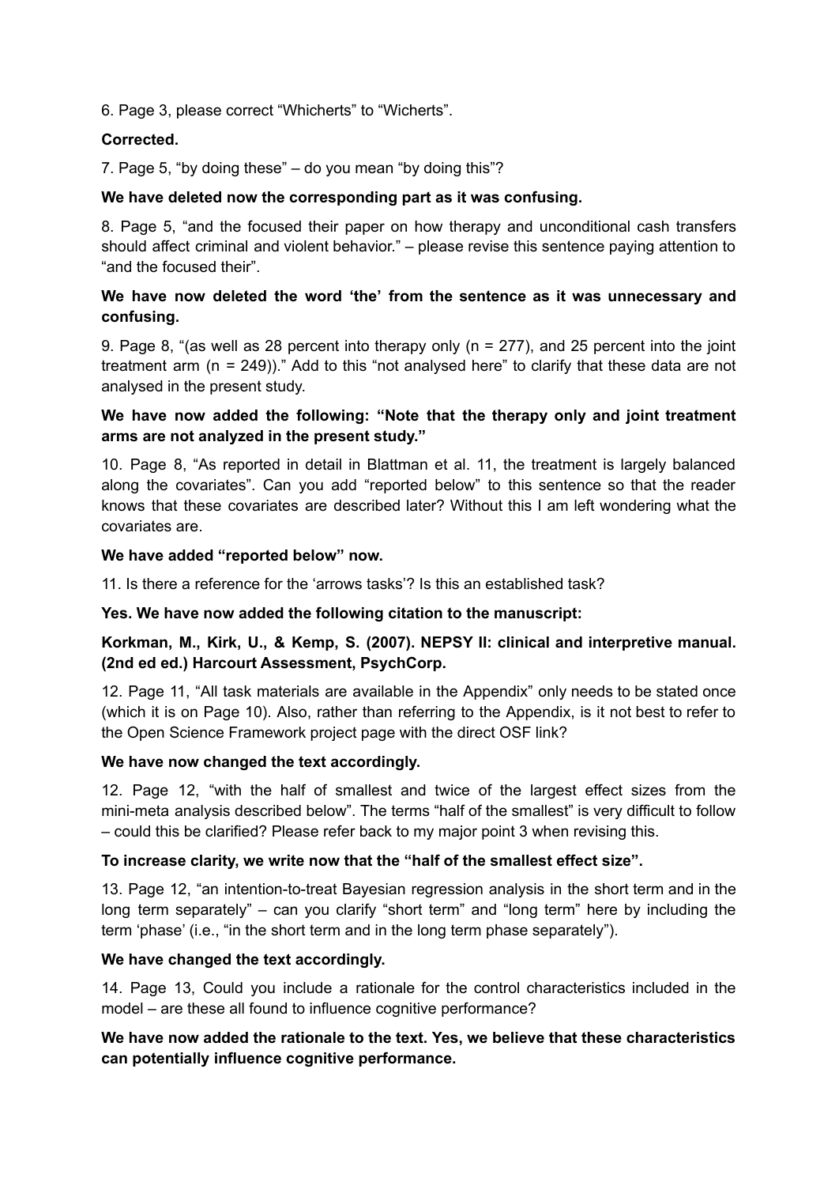6. Page 3, please correct “Whicherts” to “Wicherts”.

**Corrected.**

7. Page 5, “by doing these” – do you mean “by doing this”?

**We have deleted now the corresponding part as it was confusing.**

8. Page 5, “and the focused their paper on how therapy and unconditional cash transfers should affect criminal and violent behavior.” – please revise this sentence paying attention to “and the focused their”.

**We have now deleted the word ‘the’ from the sentence as it was unnecessary and confusing.**

9. Page 8, “(as well as 28 percent into therapy only (n = 277), and 25 percent into the joint treatment arm (n = 249)).” Add to this “not analysed here” to clarify that these data are not analysed in the present study.

**We have now added the following: “Note that the therapy only and joint treatment arms are not analyzed in the present study.”**

10. Page 8, “As reported in detail in Blattman et al. 11, the treatment is largely balanced along the covariates”. Can you add “reported below” to this sentence so that the reader knows that these covariates are described later? Without this I am left wondering what the covariates are.

**We have added “reported below” now.**

11. Is there a reference for the ‘arrows tasks’? Is this an established task?

**Yes. We have now added the following citation to the manuscript:**

**Korkman, M., Kirk, U., & Kemp, S. (2007). NEPSY II: clinical and interpretive manual. (2nd ed ed.) Harcourt Assessment, PsychCorp.**

12. Page 11, “All task materials are available in the Appendix” only needs to be stated once (which it is on Page 10). Also, rather than referring to the Appendix, is it not best to refer to the Open Science Framework project page with the direct OSF link?

**We have now changed the text accordingly.**

12. Page 12, “with the half of smallest and twice of the largest effect sizes from the mini-meta analysis described below”. The terms “half of the smallest” is very difficult to follow – could this be clarified? Please refer back to my major point 3 when revising this.

**To increase clarity, we write now that the “half of the smallest effect size”.**

13. Page 12, “an intention-to-treat Bayesian regression analysis in the short term and in the long term separately” – can you clarify “short term” and “long term” here by including the term ‘phase’ (i.e., “in the short term and in the long term phase separately”).

**We have changed the text accordingly.**

14. Page 13, Could you include a rationale for the control characteristics included in the model – are these all found to influence cognitive performance?

**We have now added the rationale to the text. Yes, we believe that these characteristics can potentially influence cognitive performance.**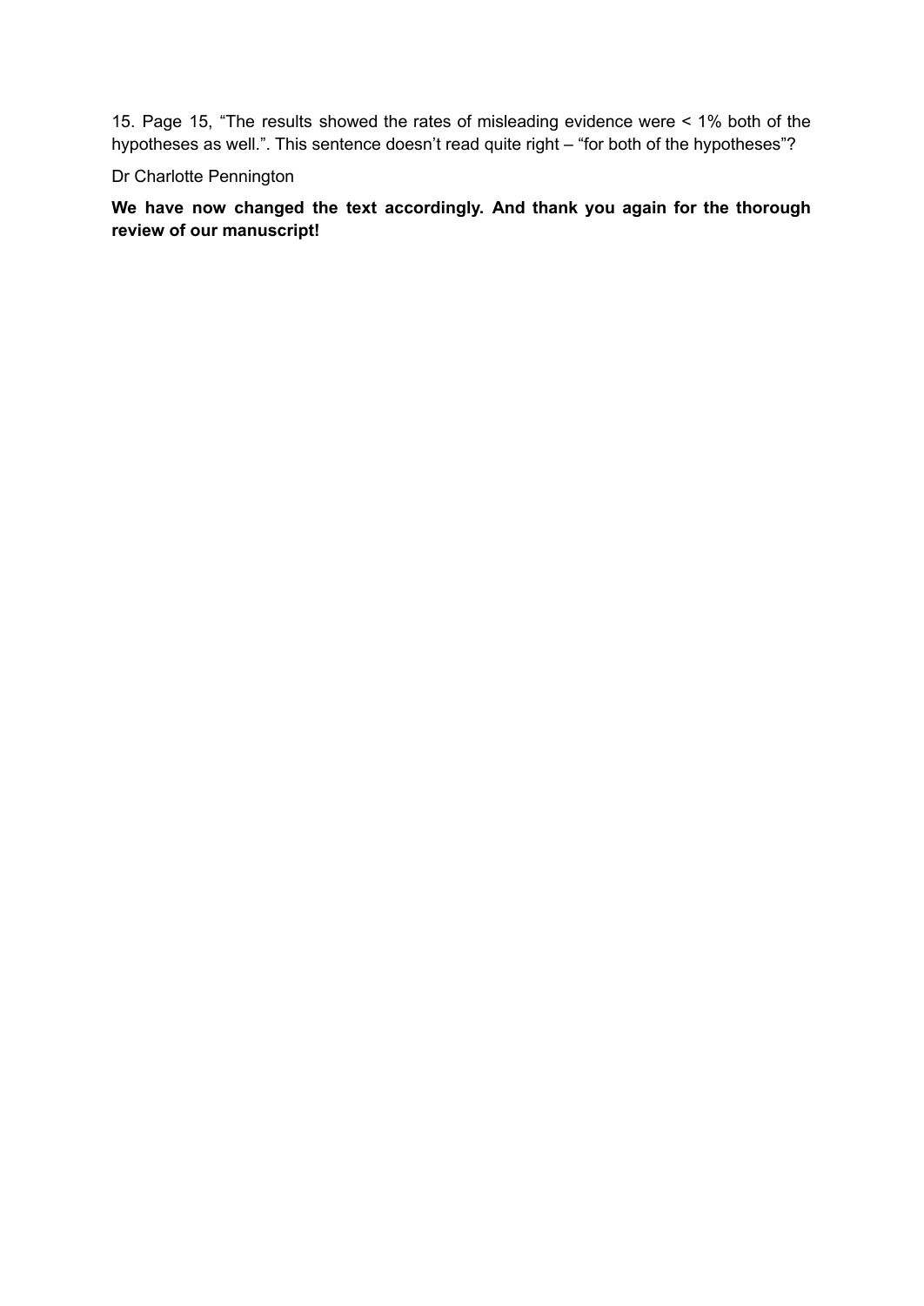15. Page 15, "The results showed the rates of misleading evidence were < 1% both of the hypotheses as well.". This sentence doesn't read quite right – "for both of the hypotheses"?

Dr Charlotte Pennington

**We have now changed the text accordingly. And thank you again for the thorough review of our manuscript!**